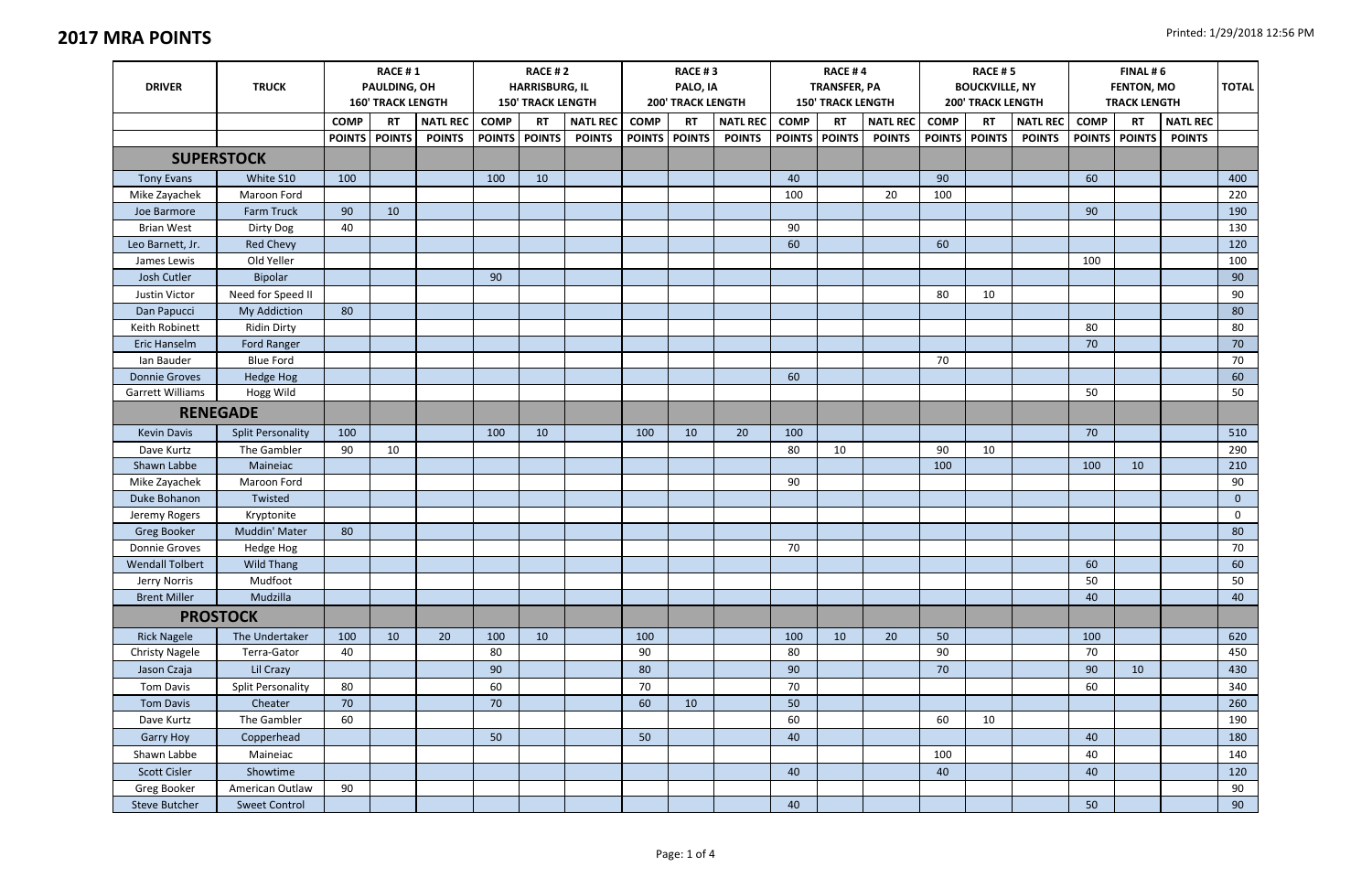# 2017 MRA POINTS

Printed: 1/29/2018 12:56 PM

| DRIVER | TRUCK | RACE # 1 PAULDING, OH 160' TRACK LENGTH | | | RACE # 2 HARRISBURG, IL 150' TRACK LENGTH | | | RACE # 3 PALO, IA 200' TRACK LENGTH | | | RACE # 4 TRANSFER, PA 150' TRACK LENGTH | | | RACE # 5 BOUCKVILLE, NY 200' TRACK LENGTH | | | FINAL # 6 FENTON, MO TRACK LENGTH | | | TOTAL |
|---|---|---|---|---|---|---|---|---|---|---|---|---|---|---|---|---|---|---|---|---|
| | | COMP POINTS | RT POINTS | NATL REC POINTS | COMP POINTS | RT POINTS | NATL REC POINTS | COMP POINTS | RT POINTS | NATL REC POINTS | COMP POINTS | RT POINTS | NATL REC POINTS | COMP POINTS | RT POINTS | NATL REC POINTS | COMP POINTS | RT POINTS | NATL REC POINTS | |
| **SUPERSTOCK** | | | | | | | | | | | | | | | | | | | | |
| Tony Evans | White S10 | 100 | | | 100 | 10 | | | | | 40 | | | 90 | | | 60 | | | 400 |
| Mike Zayachek | Maroon Ford | | | | | | | | | | 100 | | 20 | 100 | | | | | | 220 |
| Joe Barmore | Farm Truck | 90 | 10 | | | | | | | | | | | | | | 90 | | | 190 |
| Brian West | Dirty Dog | 40 | | | | | | | | | 90 | | | | | | | | | 130 |
| Leo Barnett, Jr. | Red Chevy | | | | | | | | | | 60 | | | 60 | | | | | | 120 |
| James Lewis | Old Yeller | | | | | | | | | | | | | | | | 100 | | | 100 |
| Josh Cutler | Bipolar | | | | 90 | | | | | | | | | | | | | | | 90 |
| Justin Victor | Need for Speed II | | | | | | | | | | | | | 80 | 10 | | | | | 90 |
| Dan Papucci | My Addiction | 80 | | | | | | | | | | | | | | | | | | 80 |
| Keith Robinett | Ridin Dirty | | | | | | | | | | | | | | | | 80 | | | 80 |
| Eric Hanselm | Ford Ranger | | | | | | | | | | | | | | | | 70 | | | 70 |
| Ian Bauder | Blue Ford | | | | | | | | | | | | | 70 | | | | | | 70 |
| Donnie Groves | Hedge Hog | | | | | | | | | | 60 | | | | | | | | | 60 |
| Garrett Williams | Hogg Wild | | | | | | | | | | | | | | | | 50 | | | 50 |
| **RENEGADE** | | | | | | | | | | | | | | | | | | | | |
| Kevin Davis | Split Personality | 100 | | | 100 | 10 | | 100 | 10 | 20 | 100 | | | | | | 70 | | | 510 |
| Dave Kurtz | The Gambler | 90 | 10 | | | | | | | | 80 | 10 | | 90 | 10 | | | | | 290 |
| Shawn Labbe | Maineiac | | | | | | | | | | | | | 100 | | | 100 | 10 | | 210 |
| Mike Zayachek | Maroon Ford | | | | | | | | | | 90 | | | | | | | | | 90 |
| Duke Bohanon | Twisted | | | | | | | | | | | | | | | | | | | 0 |
| Jeremy Rogers | Kryptonite | | | | | | | | | | | | | | | | | | | 0 |
| Greg Booker | Muddin' Mater | 80 | | | | | | | | | | | | | | | | | | 80 |
| Donnie Groves | Hedge Hog | | | | | | | | | | 70 | | | | | | | | | 70 |
| Wendall Tolbert | Wild Thang | | | | | | | | | | | | | | | | 60 | | | 60 |
| Jerry Norris | Mudfoot | | | | | | | | | | | | | | | | 50 | | | 50 |
| Brent Miller | Mudzilla | | | | | | | | | | | | | | | | 40 | | | 40 |
| **PROSTOCK** | | | | | | | | | | | | | | | | | | | | |
| Rick Nagele | The Undertaker | 100 | 10 | 20 | 100 | 10 | | 100 | | | 100 | 10 | 20 | 50 | | | 100 | | | 620 |
| Christy Nagele | Terra-Gator | 40 | | | 80 | | | 90 | | | 80 | | | 90 | | | 70 | | | 450 |
| Jason Czaja | Lil Crazy | | | | 90 | | | 80 | | | 90 | | | 70 | | | 90 | 10 | | 430 |
| Tom Davis | Split Personality | 80 | | | 60 | | | 70 | | | 70 | | | | | | 60 | | | 340 |
| Tom Davis | Cheater | 70 | | | 70 | | | 60 | 10 | | 50 | | | | | | | | | 260 |
| Dave Kurtz | The Gambler | 60 | | | | | | | | | 60 | | | 60 | 10 | | | | | 190 |
| Garry Hoy | Copperhead | | | | 50 | | | 50 | | | 40 | | | | | | 40 | | | 180 |
| Shawn Labbe | Maineiac | | | | | | | | | | | | | 100 | | | 40 | | | 140 |
| Scott Cisler | Showtime | | | | | | | | | | 40 | | | 40 | | | 40 | | | 120 |
| Greg Booker | American Outlaw | 90 | | | | | | | | | | | | | | | | | | 90 |
| Steve Butcher | Sweet Control | | | | | | | | | | 40 | | | | | | 50 | | | 90 |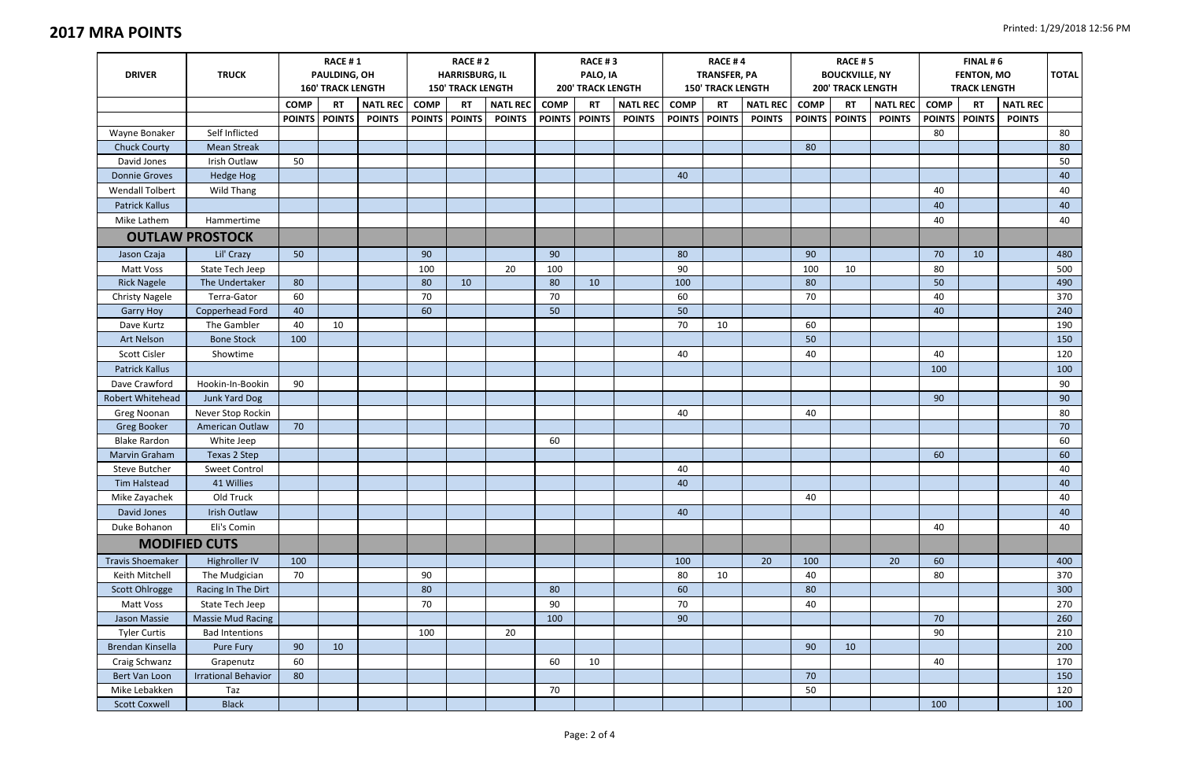# 2017 MRA POINTS

Printed: 1/29/2018 12:56 PM

| DRIVER | TRUCK | RACE # 1 PAULDING, OH 160' TRACK LENGTH | | | RACE # 2 HARRISBURG, IL 150' TRACK LENGTH | | | RACE # 3 PALO, IA 200' TRACK LENGTH | | | RACE # 4 TRANSFER, PA 150' TRACK LENGTH | | | RACE # 5 BOUCKVILLE, NY 200' TRACK LENGTH | | | FINAL # 6 FENTON, MO TRACK LENGTH | | | TOTAL |
|---|---|---|---|---|---|---|---|---|---|---|---|---|---|---|---|---|---|---|---|---|
| | | COMP POINTS | RT POINTS | NATL REC POINTS | COMP POINTS | RT POINTS | NATL REC POINTS | COMP POINTS | RT POINTS | NATL REC POINTS | COMP POINTS | RT POINTS | NATL REC POINTS | COMP POINTS | RT POINTS | NATL REC POINTS | COMP POINTS | RT POINTS | NATL REC POINTS | |
| Wayne Bonaker | Self Inflicted | | | | | | | | | | | | | | | | 80 | | | 80 |
| Chuck Courty | Mean Streak | | | | | | | | | | | | | 80 | | | | | | 80 |
| David Jones | Irish Outlaw | 50 | | | | | | | | | | | | | | | | | | 50 |
| Donnie Groves | Hedge Hog | | | | | | | | | | 40 | | | | | | | | | 40 |
| Wendall Tolbert | Wild Thang | | | | | | | | | | | | | | | | 40 | | | 40 |
| Patrick Kallus | | | | | | | | | | | | | | | | | 40 | | | 40 |
| Mike Lathem | Hammertime | | | | | | | | | | | | | | | | 40 | | | 40 |
| **OUTLAW PROSTOCK** | | | | | | | | | | | | | | | | | | | | |
| Jason Czaja | Lil' Crazy | 50 | | | 90 | | | 90 | | | 80 | | | 90 | | | 70 | 10 | | 480 |
| Matt Voss | State Tech Jeep | | | | 100 | | 20 | 100 | | | 90 | | | 100 | 10 | | 80 | | | 500 |
| Rick Nagele | The Undertaker | 80 | | | 80 | 10 | | 80 | 10 | | 100 | | | 80 | | | 50 | | | 490 |
| Christy Nagele | Terra-Gator | 60 | | | 70 | | | 70 | | | 60 | | | 70 | | | 40 | | | 370 |
| Garry Hoy | Copperhead Ford | 40 | | | 60 | | | 50 | | | 50 | | | | | | 40 | | | 240 |
| Dave Kurtz | The Gambler | 40 | 10 | | | | | | | | 70 | 10 | | 60 | | | | | | 190 |
| Art Nelson | Bone Stock | 100 | | | | | | | | | | | | 50 | | | | | | 150 |
| Scott Cisler | Showtime | | | | | | | | | | 40 | | | 40 | | | 40 | | | 120 |
| Patrick Kallus | | | | | | | | | | | | | | | | | 100 | | | 100 |
| Dave Crawford | Hookin-In-Bookin | 90 | | | | | | | | | | | | | | | | | | 90 |
| Robert Whitehead | Junk Yard Dog | | | | | | | | | | | | | | | | 90 | | | 90 |
| Greg Noonan | Never Stop Rockin | | | | | | | | | | 40 | | | 40 | | | | | | 80 |
| Greg Booker | American Outlaw | 70 | | | | | | | | | | | | | | | | | | 70 |
| Blake Rardon | White Jeep | | | | | | | 60 | | | | | | | | | | | | 60 |
| Marvin Graham | Texas 2 Step | | | | | | | | | | | | | | | | 60 | | | 60 |
| Steve Butcher | Sweet Control | | | | | | | | | | 40 | | | | | | | | | 40 |
| Tim Halstead | 41 Willies | | | | | | | | | | 40 | | | | | | | | | 40 |
| Mike Zayachek | Old Truck | | | | | | | | | | | | | 40 | | | | | | 40 |
| David Jones | Irish Outlaw | | | | | | | | | | 40 | | | | | | | | | 40 |
| Duke Bohanon | Eli's Comin | | | | | | | | | | | | | | | | 40 | | | 40 |
| **MODIFIED CUTS** | | | | | | | | | | | | | | | | | | | | |
| Travis Shoemaker | Highroller IV | 100 | | | | | | | | | 100 | | 20 | 100 | | 20 | 60 | | | 400 |
| Keith Mitchell | The Mudgician | 70 | | | 90 | | | | | | 80 | 10 | | 40 | | | 80 | | | 370 |
| Scott Ohlrogge | Racing In The Dirt | | | | 80 | | | 80 | | | 60 | | | 80 | | | | | | 300 |
| Matt Voss | State Tech Jeep | | | | 70 | | | 90 | | | 70 | | | 40 | | | | | | 270 |
| Jason Massie | Massie Mud Racing | | | | | | | 100 | | | 90 | | | | | | 70 | | | 260 |
| Tyler Curtis | Bad Intentions | | | | 100 | | 20 | | | | | | | | | | 90 | | | 210 |
| Brendan Kinsella | Pure Fury | 90 | 10 | | | | | | | | | | | 90 | 10 | | | | | 200 |
| Craig Schwanz | Grapenutz | 60 | | | | | | 60 | 10 | | | | | | | | 40 | | | 170 |
| Bert Van Loon | Irrational Behavior | 80 | | | | | | | | | | | | 70 | | | | | | 150 |
| Mike Lebakken | Taz | | | | | | | 70 | | | | | | 50 | | | | | | 120 |
| Scott Coxwell | Black | | | | | | | | | | | | | | | | 100 | | | 100 |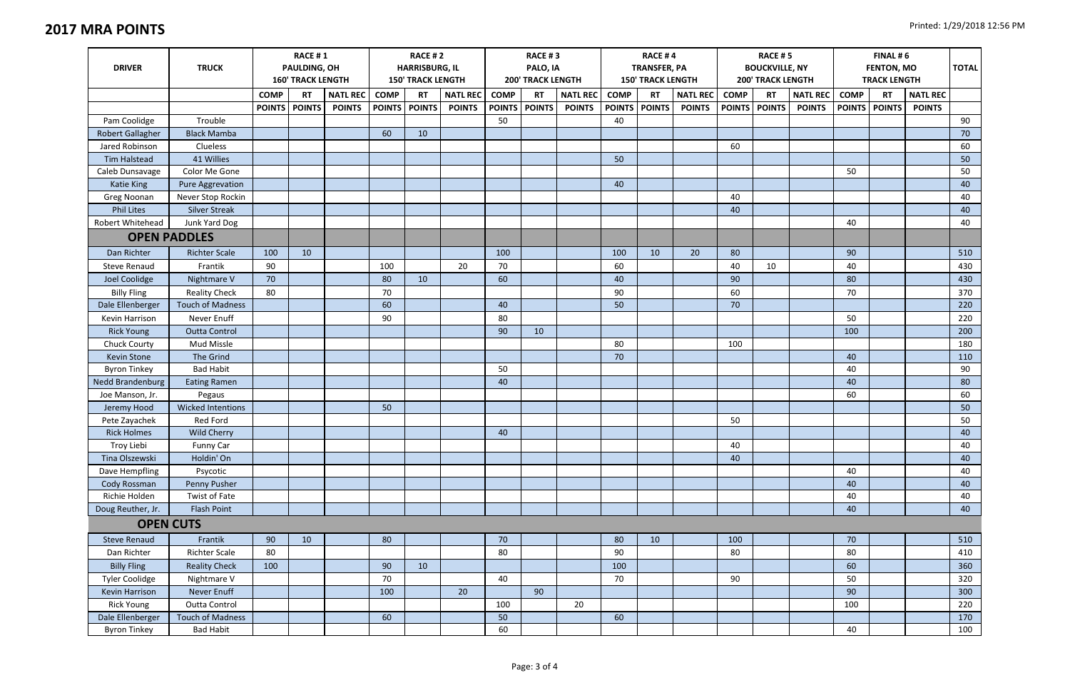# 2017 MRA POINTS

Printed: 1/29/2018 12:56 PM

| DRIVER | TRUCK | RACE # 1 PAULDING, OH 160' TRACK LENGTH | | | RACE # 2 HARRISBURG, IL 150' TRACK LENGTH | | | RACE # 3 PALO, IA 200' TRACK LENGTH | | | RACE # 4 TRANSFER, PA 150' TRACK LENGTH | | | RACE # 5 BOUCKVILLE, NY 200' TRACK LENGTH | | | FINAL # 6 FENTON, MO TRACK LENGTH | | | TOTAL |
|---|---|---|---|---|---|---|---|---|---|---|---|---|---|---|---|---|---|---|---|---|
| | | COMP | RT | NATL REC | COMP | RT | NATL REC | COMP | RT | NATL REC | COMP | RT | NATL REC | COMP | RT | NATL REC | COMP | RT | NATL REC | |
| | | POINTS | POINTS | POINTS | POINTS | POINTS | POINTS | POINTS | POINTS | POINTS | POINTS | POINTS | POINTS | POINTS | POINTS | POINTS | POINTS | POINTS | POINTS | |
| Pam Coolidge | Trouble | | | | | | | 50 | | | 40 | | | | | | | | | 90 |
| Robert Gallagher | Black Mamba | | | | 60 | 10 | | | | | | | | | | | | | | 70 |
| Jared Robinson | Clueless | | | | | | | | | | | | | 60 | | | | | | 60 |
| Tim Halstead | 41 Willies | | | | | | | | | | 50 | | | | | | | | | 50 |
| Caleb Dunsavage | Color Me Gone | | | | | | | | | | | | | | | | 50 | | | 50 |
| Katie King | Pure Aggrevation | | | | | | | | | | 40 | | | | | | | | | 40 |
| Greg Noonan | Never Stop Rockin | | | | | | | | | | | | | 40 | | | | | | 40 |
| Phil Lites | Silver Streak | | | | | | | | | | | | | 40 | | | | | | 40 |
| Robert Whitehead | Junk Yard Dog | | | | | | | | | | | | | | | | 40 | | | 40 |
| **OPEN PADDLES** | | | | | | | | | | | | | | | | | | | | |
| Dan Richter | Richter Scale | 100 | 10 | | | | | 100 | | | 100 | 10 | 20 | 80 | | | 90 | | | 510 |
| Steve Renaud | Frantik | 90 | | | 100 | | 20 | 70 | | | 60 | | | 40 | 10 | | 40 | | | 430 |
| Joel Coolidge | Nightmare V | 70 | | | 80 | 10 | | 60 | | | 40 | | | 90 | | | 80 | | | 430 |
| Billy Fling | Reality Check | 80 | | | 70 | | | | | | 90 | | | 60 | | | 70 | | | 370 |
| Dale Ellenberger | Touch of Madness | | | | 60 | | | 40 | | | 50 | | | 70 | | | | | | 220 |
| Kevin Harrison | Never Enuff | | | | 90 | | | 80 | | | | | | | | | 50 | | | 220 |
| Rick Young | Outta Control | | | | | | | 90 | 10 | | | | | | | | 100 | | | 200 |
| Chuck Courty | Mud Missle | | | | | | | | | | 80 | | | 100 | | | | | | 180 |
| Kevin Stone | The Grind | | | | | | | | | | 70 | | | | | | 40 | | | 110 |
| Byron Tinkey | Bad Habit | | | | | | | 50 | | | | | | | | | 40 | | | 90 |
| Nedd Brandenburg | Eating Ramen | | | | | | | 40 | | | | | | | | | 40 | | | 80 |
| Joe Manson, Jr. | Pegaus | | | | | | | | | | | | | | | | 60 | | | 60 |
| Jeremy Hood | Wicked Intentions | | | | 50 | | | | | | | | | | | | | | | 50 |
| Pete Zayachek | Red Ford | | | | | | | | | | | | | 50 | | | | | | 50 |
| Rick Holmes | Wild Cherry | | | | | | | 40 | | | | | | | | | | | | 40 |
| Troy Liebi | Funny Car | | | | | | | | | | | | | 40 | | | | | | 40 |
| Tina Olszewski | Holdin' On | | | | | | | | | | | | | 40 | | | | | | 40 |
| Dave Hempfling | Psycotic | | | | | | | | | | | | | | | | 40 | | | 40 |
| Cody Rossman | Penny Pusher | | | | | | | | | | | | | | | | 40 | | | 40 |
| Richie Holden | Twist of Fate | | | | | | | | | | | | | | | | 40 | | | 40 |
| Doug Reuther, Jr. | Flash Point | | | | | | | | | | | | | | | | 40 | | | 40 |
| **OPEN CUTS** | | | | | | | | | | | | | | | | | | | | |
| Steve Renaud | Frantik | 90 | 10 | | 80 | | | 70 | | | 80 | 10 | | 100 | | | 70 | | | 510 |
| Dan Richter | Richter Scale | 80 | | | | | | 80 | | | 90 | | | 80 | | | 80 | | | 410 |
| Billy Fling | Reality Check | 100 | | | 90 | 10 | | | | | 100 | | | | | | 60 | | | 360 |
| Tyler Coolidge | Nightmare V | | | | 70 | | | 40 | | | 70 | | | 90 | | | 50 | | | 320 |
| Kevin Harrison | Never Enuff | | | | 100 | | 20 | | 90 | | | | | | | | 90 | | | 300 |
| Rick Young | Outta Control | | | | | | | 100 | | 20 | | | | | | | 100 | | | 220 |
| Dale Ellenberger | Touch of Madness | | | | 60 | | | 50 | | | 60 | | | | | | | | | 170 |
| Byron Tinkey | Bad Habit | | | | | | | 60 | | | | | | | | | 40 | | | 100 |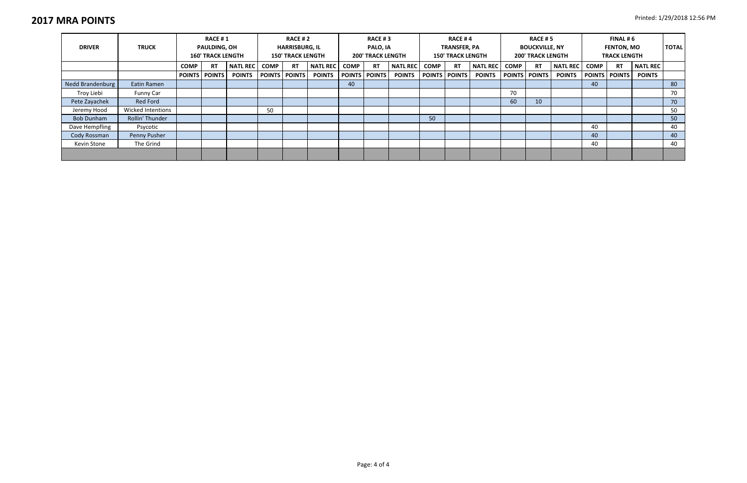# 2017 MRA POINTS

Printed: 1/29/2018 12:56 PM

| DRIVER | TRUCK | RACE # 1 PAULDING, OH 160' TRACK LENGTH | | | RACE # 2 HARRISBURG, IL 150' TRACK LENGTH | | | RACE # 3 PALO, IA 200' TRACK LENGTH | | | RACE # 4 TRANSFER, PA 150' TRACK LENGTH | | | RACE # 5 BOUCKVILLE, NY 200' TRACK LENGTH | | | FINAL # 6 FENTON, MO TRACK LENGTH | | | TOTAL |
|---|---|---|---|---|---|---|---|---|---|---|---|---|---|---|---|---|---|---|---|---|
| | | COMP POINTS | RT POINTS | NATL REC POINTS | COMP POINTS | RT POINTS | NATL REC POINTS | COMP POINTS | RT POINTS | NATL REC POINTS | COMP POINTS | RT POINTS | NATL REC POINTS | COMP POINTS | RT POINTS | NATL REC POINTS | COMP POINTS | RT POINTS | NATL REC POINTS | |
| Nedd Brandenburg | Eatin Ramen | | | | | | | 40 | | | | | | | | | 40 | | | 80 |
| Troy Liebi | Funny Car | | | | | | | | | | | | | 70 | | | | | | 70 |
| Pete Zayachek | Red Ford | | | | | | | | | | | | | 60 | 10 | | | | | 70 |
| Jeremy Hood | Wicked Intentions | | | | 50 | | | | | | | | | | | | | | | 50 |
| Bob Dunham | Rollin' Thunder | | | | | | | | | | 50 | | | | | | | | | 50 |
| Dave Hempfling | Psycotic | | | | | | | | | | | | | | | | 40 | | | 40 |
| Cody Rossman | Penny Pusher | | | | | | | | | | | | | | | | 40 | | | 40 |
| Kevin Stone | The Grind | | | | | | | | | | | | | | | | 40 | | | 40 |